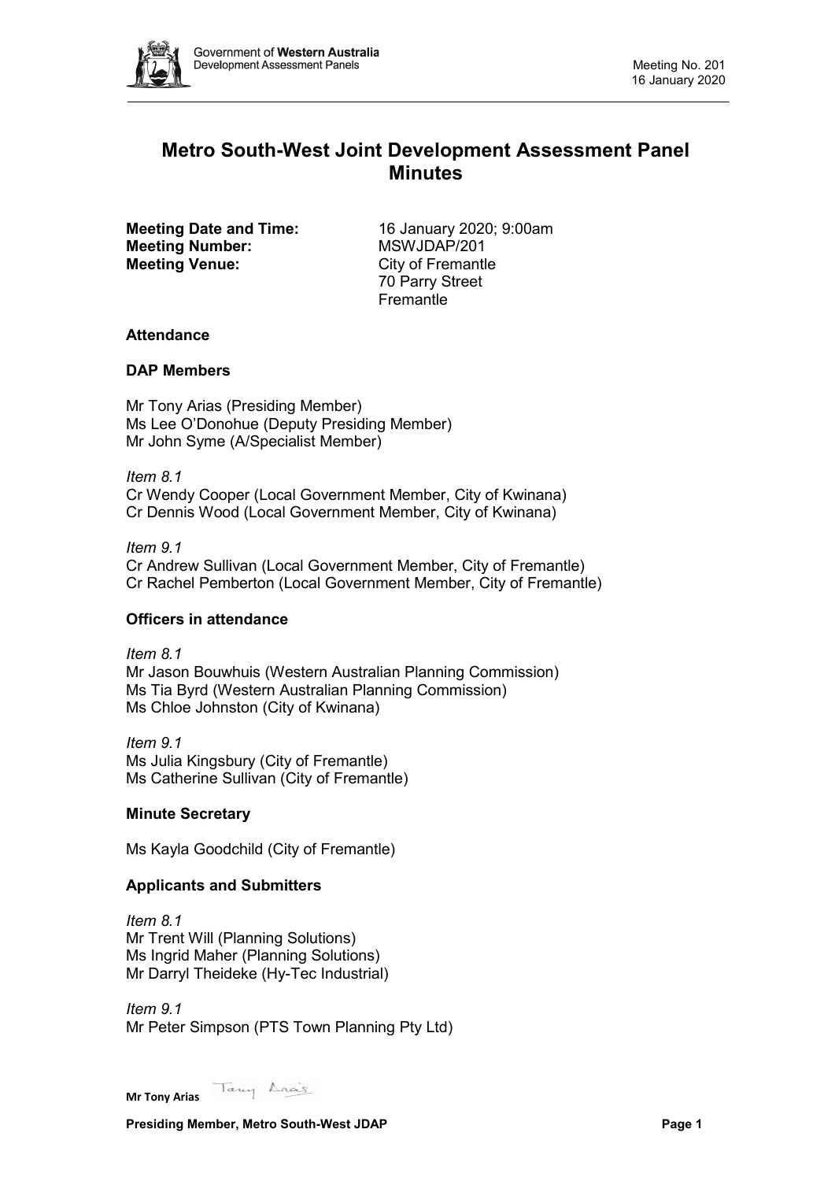# Metro South-West Joint Development Assessment Panel Minutes

**Meeting Date and Time:** 16 January 2020; 9:00am
**Meeting Number:** MSWJDAP/201
**Meeting Venue:** City of Fremantle
70 Parry Street
Fremantle

### Attendance

#### DAP Members

Mr Tony Arias (Presiding Member)
Ms Lee O'Donohue (Deputy Presiding Member)
Mr John Syme (A/Specialist Member)

*Item 8.1*
Cr Wendy Cooper (Local Government Member, City of Kwinana)
Cr Dennis Wood (Local Government Member, City of Kwinana)

*Item 9.1*
Cr Andrew Sullivan (Local Government Member, City of Fremantle)
Cr Rachel Pemberton (Local Government Member, City of Fremantle)

#### Officers in attendance

*Item 8.1*
Mr Jason Bouwhuis (Western Australian Planning Commission)
Ms Tia Byrd (Western Australian Planning Commission)
Ms Chloe Johnston (City of Kwinana)

*Item 9.1*
Ms Julia Kingsbury (City of Fremantle)
Ms Catherine Sullivan (City of Fremantle)

#### Minute Secretary

Ms Kayla Goodchild (City of Fremantle)

#### Applicants and Submitters

*Item 8.1*
Mr Trent Will (Planning Solutions)
Ms Ingrid Maher (Planning Solutions)
Mr Darryl Theideke (Hy-Tec Industrial)

*Item 9.1*
Mr Peter Simpson (PTS Town Planning Pty Ltd)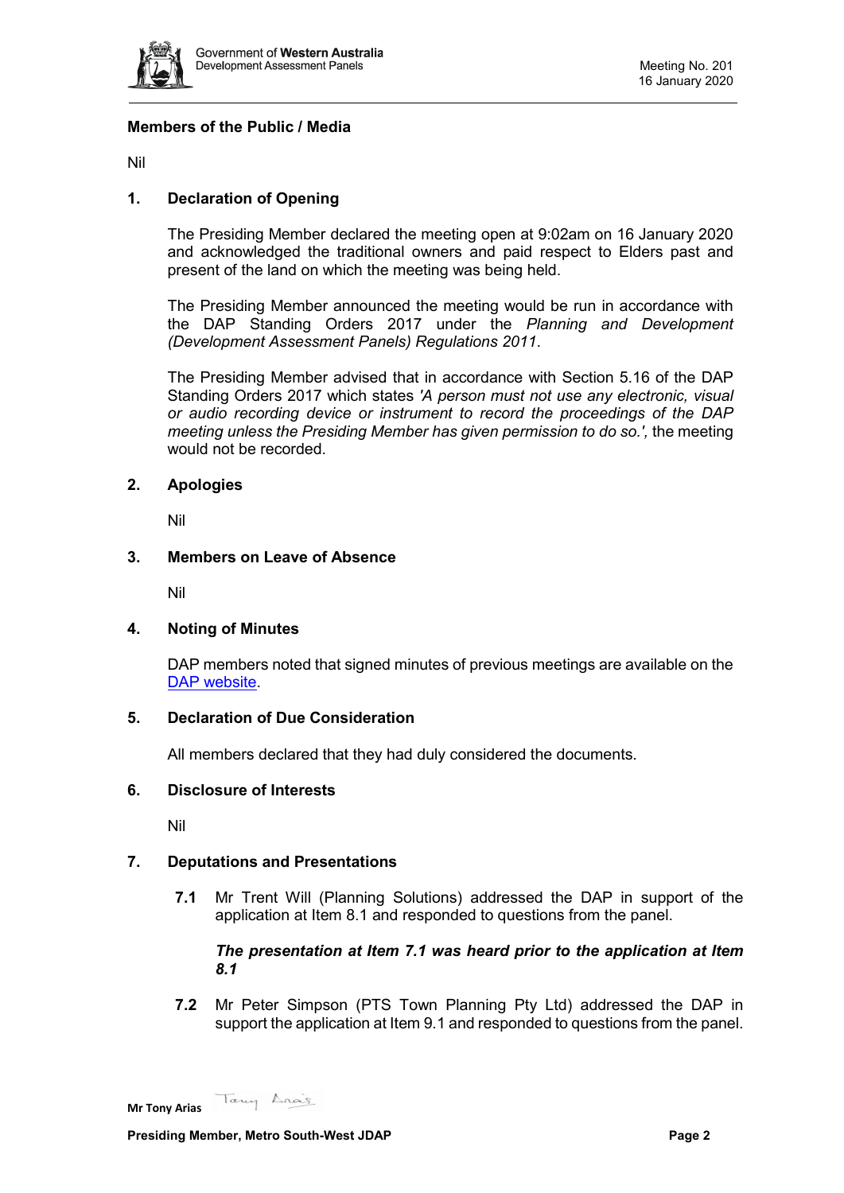**Members of the Public / Media**

Nil

## 1. Declaration of Opening

The Presiding Member declared the meeting open at 9:02am on 16 January 2020 and acknowledged the traditional owners and paid respect to Elders past and present of the land on which the meeting was being held.

The Presiding Member announced the meeting would be run in accordance with the DAP Standing Orders 2017 under the *Planning and Development (Development Assessment Panels) Regulations 2011*.

The Presiding Member advised that in accordance with Section 5.16 of the DAP Standing Orders 2017 which states *'A person must not use any electronic, visual or audio recording device or instrument to record the proceedings of the DAP meeting unless the Presiding Member has given permission to do so.',* the meeting would not be recorded.

## 2. Apologies

Nil

## 3. Members on Leave of Absence

Nil

## 4. Noting of Minutes

DAP members noted that signed minutes of previous meetings are available on the [DAP website](DAP website).

## 5. Declaration of Due Consideration

All members declared that they had duly considered the documents.

## 6. Disclosure of Interests

Nil

## 7. Deputations and Presentations

**7.1** Mr Trent Will (Planning Solutions) addressed the DAP in support of the application at Item 8.1 and responded to questions from the panel.

***The presentation at Item 7.1 was heard prior to the application at Item 8.1***

**7.2** Mr Peter Simpson (PTS Town Planning Pty Ltd) addressed the DAP in support the application at Item 9.1 and responded to questions from the panel.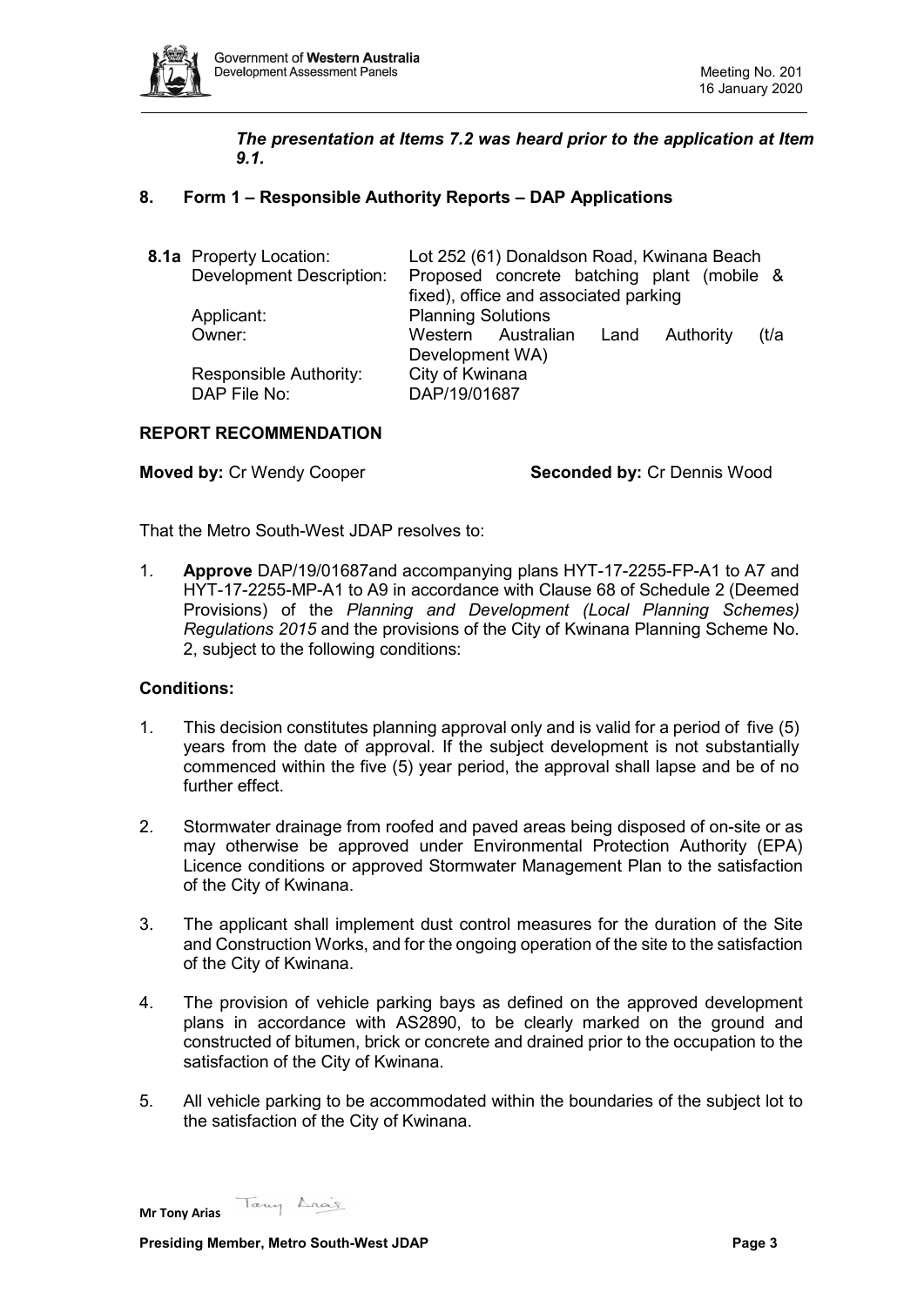***The presentation at Items 7.2 was heard prior to the application at Item 9.1.***

## 8. Form 1 – Responsible Authority Reports – DAP Applications

**8.1a** Property Location: Lot 252 (61) Donaldson Road, Kwinana Beach
Development Description: Proposed concrete batching plant (mobile & fixed), office and associated parking
Applicant: Planning Solutions
Owner: Western Australian Land Authority (t/a Development WA)
Responsible Authority: City of Kwinana
DAP File No: DAP/19/01687

### REPORT RECOMMENDATION

**Moved by:** Cr Wendy Cooper **Seconded by:** Cr Dennis Wood

That the Metro South-West JDAP resolves to:

1. **Approve** DAP/19/01687and accompanying plans HYT-17-2255-FP-A1 to A7 and HYT-17-2255-MP-A1 to A9 in accordance with Clause 68 of Schedule 2 (Deemed Provisions) of the *Planning and Development (Local Planning Schemes) Regulations 2015* and the provisions of the City of Kwinana Planning Scheme No. 2, subject to the following conditions:

### Conditions:

1. This decision constitutes planning approval only and is valid for a period of five (5) years from the date of approval. If the subject development is not substantially commenced within the five (5) year period, the approval shall lapse and be of no further effect.

2. Stormwater drainage from roofed and paved areas being disposed of on-site or as may otherwise be approved under Environmental Protection Authority (EPA) Licence conditions or approved Stormwater Management Plan to the satisfaction of the City of Kwinana.

3. The applicant shall implement dust control measures for the duration of the Site and Construction Works, and for the ongoing operation of the site to the satisfaction of the City of Kwinana.

4. The provision of vehicle parking bays as defined on the approved development plans in accordance with AS2890, to be clearly marked on the ground and constructed of bitumen, brick or concrete and drained prior to the occupation to the satisfaction of the City of Kwinana.

5. All vehicle parking to be accommodated within the boundaries of the subject lot to the satisfaction of the City of Kwinana.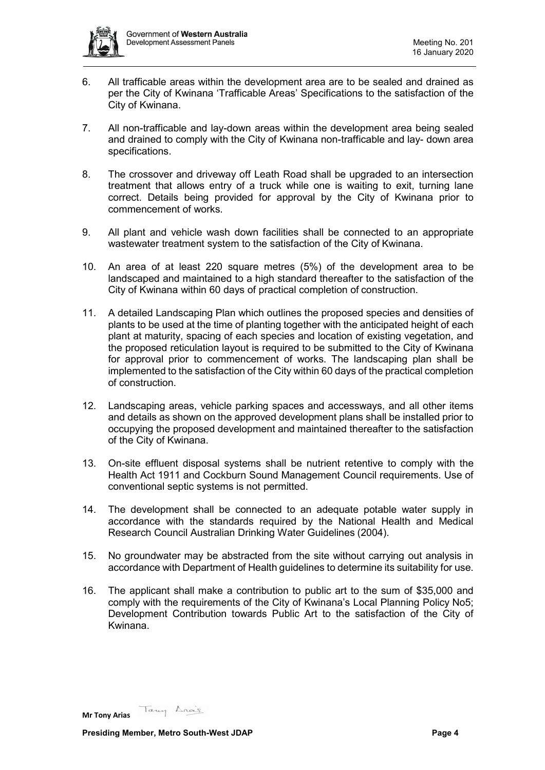6. All trafficable areas within the development area are to be sealed and drained as per the City of Kwinana 'Trafficable Areas' Specifications to the satisfaction of the City of Kwinana.

7. All non-trafficable and lay-down areas within the development area being sealed and drained to comply with the City of Kwinana non-trafficable and lay- down area specifications.

8. The crossover and driveway off Leath Road shall be upgraded to an intersection treatment that allows entry of a truck while one is waiting to exit, turning lane correct. Details being provided for approval by the City of Kwinana prior to commencement of works.

9. All plant and vehicle wash down facilities shall be connected to an appropriate wastewater treatment system to the satisfaction of the City of Kwinana.

10. An area of at least 220 square metres (5%) of the development area to be landscaped and maintained to a high standard thereafter to the satisfaction of the City of Kwinana within 60 days of practical completion of construction.

11. A detailed Landscaping Plan which outlines the proposed species and densities of plants to be used at the time of planting together with the anticipated height of each plant at maturity, spacing of each species and location of existing vegetation, and the proposed reticulation layout is required to be submitted to the City of Kwinana for approval prior to commencement of works. The landscaping plan shall be implemented to the satisfaction of the City within 60 days of the practical completion of construction.

12. Landscaping areas, vehicle parking spaces and accessways, and all other items and details as shown on the approved development plans shall be installed prior to occupying the proposed development and maintained thereafter to the satisfaction of the City of Kwinana.

13. On-site effluent disposal systems shall be nutrient retentive to comply with the Health Act 1911 and Cockburn Sound Management Council requirements. Use of conventional septic systems is not permitted.

14. The development shall be connected to an adequate potable water supply in accordance with the standards required by the National Health and Medical Research Council Australian Drinking Water Guidelines (2004).

15. No groundwater may be abstracted from the site without carrying out analysis in accordance with Department of Health guidelines to determine its suitability for use.

16. The applicant shall make a contribution to public art to the sum of $35,000 and comply with the requirements of the City of Kwinana's Local Planning Policy No5; Development Contribution towards Public Art to the satisfaction of the City of Kwinana.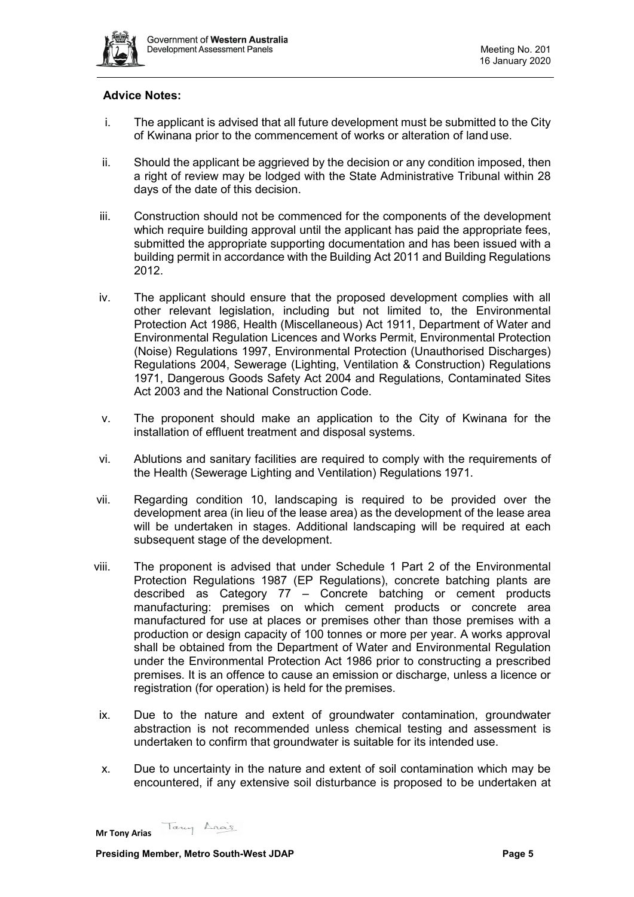**Advice Notes:**

i. The applicant is advised that all future development must be submitted to the City of Kwinana prior to the commencement of works or alteration of land use.

ii. Should the applicant be aggrieved by the decision or any condition imposed, then a right of review may be lodged with the State Administrative Tribunal within 28 days of the date of this decision.

iii. Construction should not be commenced for the components of the development which require building approval until the applicant has paid the appropriate fees, submitted the appropriate supporting documentation and has been issued with a building permit in accordance with the Building Act 2011 and Building Regulations 2012.

iv. The applicant should ensure that the proposed development complies with all other relevant legislation, including but not limited to, the Environmental Protection Act 1986, Health (Miscellaneous) Act 1911, Department of Water and Environmental Regulation Licences and Works Permit, Environmental Protection (Noise) Regulations 1997, Environmental Protection (Unauthorised Discharges) Regulations 2004, Sewerage (Lighting, Ventilation & Construction) Regulations 1971, Dangerous Goods Safety Act 2004 and Regulations, Contaminated Sites Act 2003 and the National Construction Code.

v. The proponent should make an application to the City of Kwinana for the installation of effluent treatment and disposal systems.

vi. Ablutions and sanitary facilities are required to comply with the requirements of the Health (Sewerage Lighting and Ventilation) Regulations 1971.

vii. Regarding condition 10, landscaping is required to be provided over the development area (in lieu of the lease area) as the development of the lease area will be undertaken in stages. Additional landscaping will be required at each subsequent stage of the development.

viii. The proponent is advised that under Schedule 1 Part 2 of the Environmental Protection Regulations 1987 (EP Regulations), concrete batching plants are described as Category 77 – Concrete batching or cement products manufacturing: premises on which cement products or concrete area manufactured for use at places or premises other than those premises with a production or design capacity of 100 tonnes or more per year. A works approval shall be obtained from the Department of Water and Environmental Regulation under the Environmental Protection Act 1986 prior to constructing a prescribed premises. It is an offence to cause an emission or discharge, unless a licence or registration (for operation) is held for the premises.

ix. Due to the nature and extent of groundwater contamination, groundwater abstraction is not recommended unless chemical testing and assessment is undertaken to confirm that groundwater is suitable for its intended use.

x. Due to uncertainty in the nature and extent of soil contamination which may be encountered, if any extensive soil disturbance is proposed to be undertaken at

**Mr Tony Arias**

**Presiding Member, Metro South-West JDAP**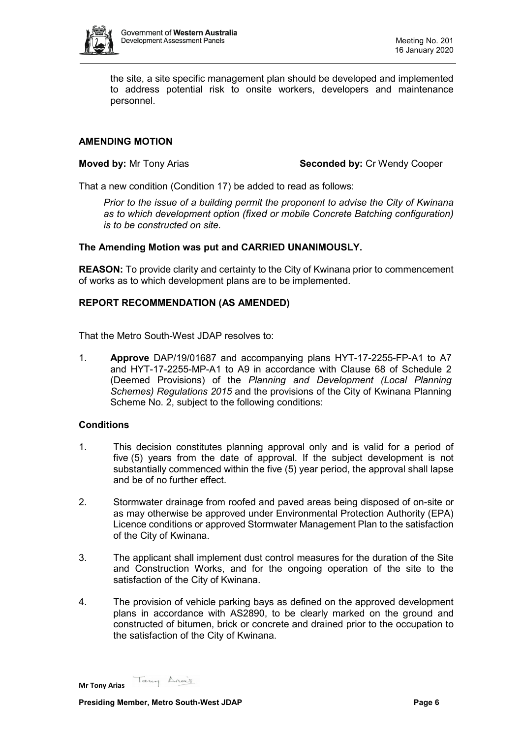the site, a site specific management plan should be developed and implemented to address potential risk to onsite workers, developers and maintenance personnel.

**AMENDING MOTION**

**Moved by:** Mr Tony Arias **Seconded by:** Cr Wendy Cooper

That a new condition (Condition 17) be added to read as follows:

*Prior to the issue of a building permit the proponent to advise the City of Kwinana as to which development option (fixed or mobile Concrete Batching configuration) is to be constructed on site.*

**The Amending Motion was put and CARRIED UNANIMOUSLY.**

**REASON:** To provide clarity and certainty to the City of Kwinana prior to commencement of works as to which development plans are to be implemented.

**REPORT RECOMMENDATION (AS AMENDED)**

That the Metro South-West JDAP resolves to:

1. **Approve** DAP/19/01687 and accompanying plans HYT-17-2255-FP-A1 to A7 and HYT-17-2255-MP-A1 to A9 in accordance with Clause 68 of Schedule 2 (Deemed Provisions) of the *Planning and Development (Local Planning Schemes) Regulations 2015* and the provisions of the City of Kwinana Planning Scheme No. 2, subject to the following conditions:

**Conditions**

1. This decision constitutes planning approval only and is valid for a period of five (5) years from the date of approval. If the subject development is not substantially commenced within the five (5) year period, the approval shall lapse and be of no further effect.

2. Stormwater drainage from roofed and paved areas being disposed of on-site or as may otherwise be approved under Environmental Protection Authority (EPA) Licence conditions or approved Stormwater Management Plan to the satisfaction of the City of Kwinana.

3. The applicant shall implement dust control measures for the duration of the Site and Construction Works, and for the ongoing operation of the site to the satisfaction of the City of Kwinana.

4. The provision of vehicle parking bays as defined on the approved development plans in accordance with AS2890, to be clearly marked on the ground and constructed of bitumen, brick or concrete and drained prior to the occupation to the satisfaction of the City of Kwinana.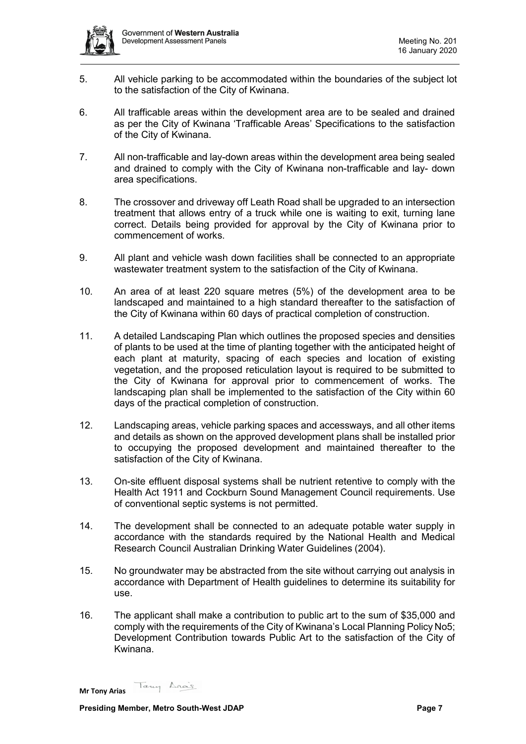5. All vehicle parking to be accommodated within the boundaries of the subject lot to the satisfaction of the City of Kwinana.

6. All trafficable areas within the development area are to be sealed and drained as per the City of Kwinana 'Trafficable Areas' Specifications to the satisfaction of the City of Kwinana.

7. All non-trafficable and lay-down areas within the development area being sealed and drained to comply with the City of Kwinana non-trafficable and lay- down area specifications.

8. The crossover and driveway off Leath Road shall be upgraded to an intersection treatment that allows entry of a truck while one is waiting to exit, turning lane correct. Details being provided for approval by the City of Kwinana prior to commencement of works.

9. All plant and vehicle wash down facilities shall be connected to an appropriate wastewater treatment system to the satisfaction of the City of Kwinana.

10. An area of at least 220 square metres (5%) of the development area to be landscaped and maintained to a high standard thereafter to the satisfaction of the City of Kwinana within 60 days of practical completion of construction.

11. A detailed Landscaping Plan which outlines the proposed species and densities of plants to be used at the time of planting together with the anticipated height of each plant at maturity, spacing of each species and location of existing vegetation, and the proposed reticulation layout is required to be submitted to the City of Kwinana for approval prior to commencement of works. The landscaping plan shall be implemented to the satisfaction of the City within 60 days of the practical completion of construction.

12. Landscaping areas, vehicle parking spaces and accessways, and all other items and details as shown on the approved development plans shall be installed prior to occupying the proposed development and maintained thereafter to the satisfaction of the City of Kwinana.

13. On-site effluent disposal systems shall be nutrient retentive to comply with the Health Act 1911 and Cockburn Sound Management Council requirements. Use of conventional septic systems is not permitted.

14. The development shall be connected to an adequate potable water supply in accordance with the standards required by the National Health and Medical Research Council Australian Drinking Water Guidelines (2004).

15. No groundwater may be abstracted from the site without carrying out analysis in accordance with Department of Health guidelines to determine its suitability for use.

16. The applicant shall make a contribution to public art to the sum of $35,000 and comply with the requirements of the City of Kwinana's Local Planning Policy No5; Development Contribution towards Public Art to the satisfaction of the City of Kwinana.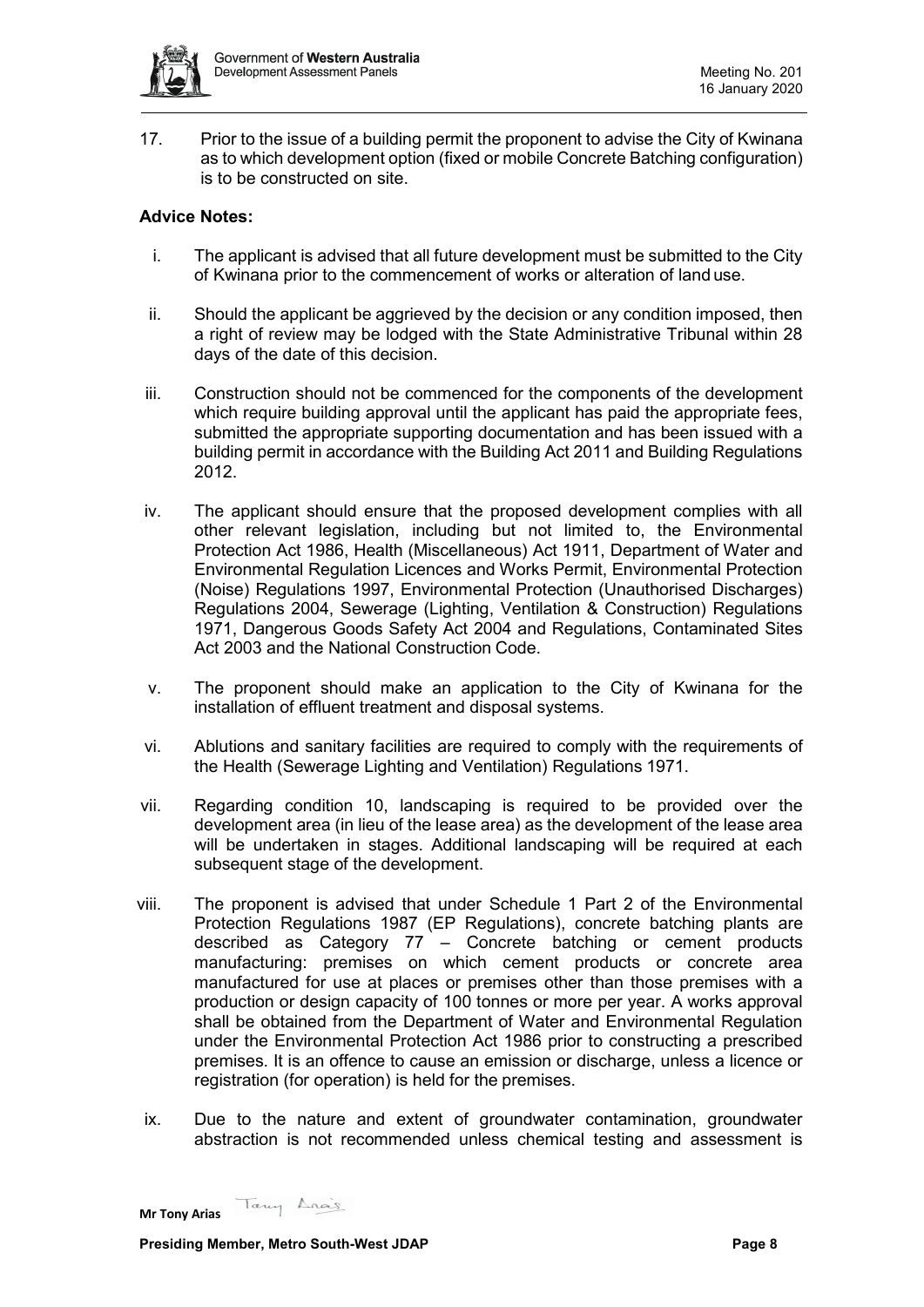17. Prior to the issue of a building permit the proponent to advise the City of Kwinana as to which development option (fixed or mobile Concrete Batching configuration) is to be constructed on site.

**Advice Notes:**

i. The applicant is advised that all future development must be submitted to the City of Kwinana prior to the commencement of works or alteration of land use.

ii. Should the applicant be aggrieved by the decision or any condition imposed, then a right of review may be lodged with the State Administrative Tribunal within 28 days of the date of this decision.

iii. Construction should not be commenced for the components of the development which require building approval until the applicant has paid the appropriate fees, submitted the appropriate supporting documentation and has been issued with a building permit in accordance with the Building Act 2011 and Building Regulations 2012.

iv. The applicant should ensure that the proposed development complies with all other relevant legislation, including but not limited to, the Environmental Protection Act 1986, Health (Miscellaneous) Act 1911, Department of Water and Environmental Regulation Licences and Works Permit, Environmental Protection (Noise) Regulations 1997, Environmental Protection (Unauthorised Discharges) Regulations 2004, Sewerage (Lighting, Ventilation & Construction) Regulations 1971, Dangerous Goods Safety Act 2004 and Regulations, Contaminated Sites Act 2003 and the National Construction Code.

v. The proponent should make an application to the City of Kwinana for the installation of effluent treatment and disposal systems.

vi. Ablutions and sanitary facilities are required to comply with the requirements of the Health (Sewerage Lighting and Ventilation) Regulations 1971.

vii. Regarding condition 10, landscaping is required to be provided over the development area (in lieu of the lease area) as the development of the lease area will be undertaken in stages. Additional landscaping will be required at each subsequent stage of the development.

viii. The proponent is advised that under Schedule 1 Part 2 of the Environmental Protection Regulations 1987 (EP Regulations), concrete batching plants are described as Category 77 – Concrete batching or cement products manufacturing: premises on which cement products or concrete area manufactured for use at places or premises other than those premises with a production or design capacity of 100 tonnes or more per year. A works approval shall be obtained from the Department of Water and Environmental Regulation under the Environmental Protection Act 1986 prior to constructing a prescribed premises. It is an offence to cause an emission or discharge, unless a licence or registration (for operation) is held for the premises.

ix. Due to the nature and extent of groundwater contamination, groundwater abstraction is not recommended unless chemical testing and assessment is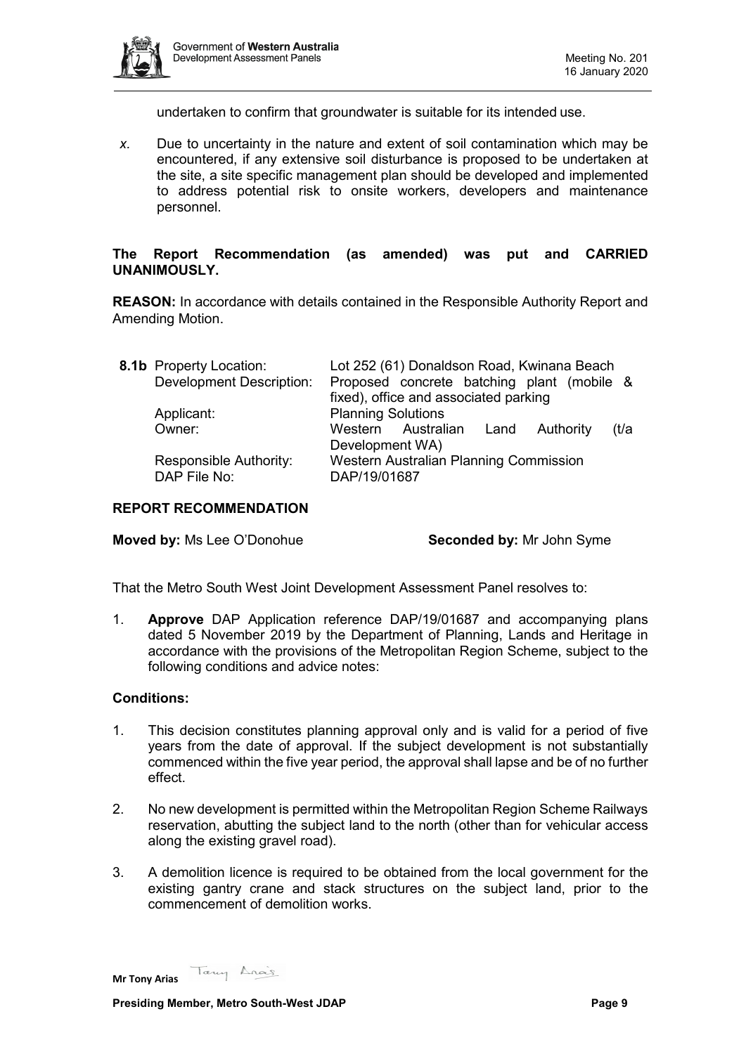undertaken to confirm that groundwater is suitable for its intended use.

*x.* Due to uncertainty in the nature and extent of soil contamination which may be encountered, if any extensive soil disturbance is proposed to be undertaken at the site, a site specific management plan should be developed and implemented to address potential risk to onsite workers, developers and maintenance personnel.

**The Report Recommendation (as amended) was put and CARRIED UNANIMOUSLY.**

**REASON:** In accordance with details contained in the Responsible Authority Report and Amending Motion.

| **8.1b** Property Location: | Lot 252 (61) Donaldson Road, Kwinana Beach |
| --- | --- |
| Development Description: | Proposed concrete batching plant (mobile & fixed), office and associated parking |
| Applicant: | Planning Solutions |
| Owner: | Western Australian Land Authority (t/a Development WA) |
| Responsible Authority: | Western Australian Planning Commission |
| DAP File No: | DAP/19/01687 |

**REPORT RECOMMENDATION**

**Moved by:** Ms Lee O'Donohue **Seconded by:** Mr John Syme

That the Metro South West Joint Development Assessment Panel resolves to:

1. **Approve** DAP Application reference DAP/19/01687 and accompanying plans dated 5 November 2019 by the Department of Planning, Lands and Heritage in accordance with the provisions of the Metropolitan Region Scheme, subject to the following conditions and advice notes:

**Conditions:**

1. This decision constitutes planning approval only and is valid for a period of five years from the date of approval. If the subject development is not substantially commenced within the five year period, the approval shall lapse and be of no further effect.

2. No new development is permitted within the Metropolitan Region Scheme Railways reservation, abutting the subject land to the north (other than for vehicular access along the existing gravel road).

3. A demolition licence is required to be obtained from the local government for the existing gantry crane and stack structures on the subject land, prior to the commencement of demolition works.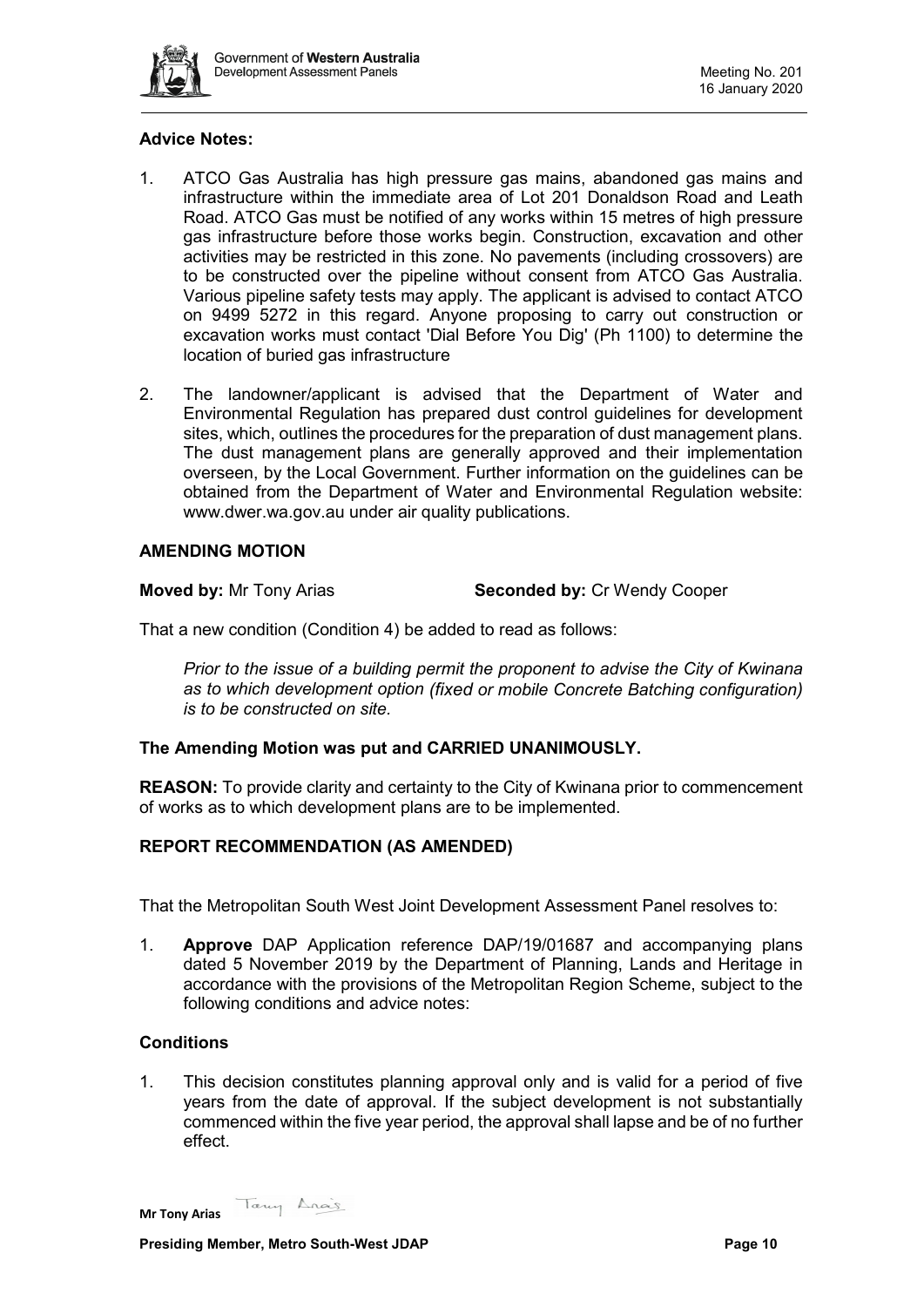**Advice Notes:**

1. ATCO Gas Australia has high pressure gas mains, abandoned gas mains and infrastructure within the immediate area of Lot 201 Donaldson Road and Leath Road. ATCO Gas must be notified of any works within 15 metres of high pressure gas infrastructure before those works begin. Construction, excavation and other activities may be restricted in this zone. No pavements (including crossovers) are to be constructed over the pipeline without consent from ATCO Gas Australia. Various pipeline safety tests may apply. The applicant is advised to contact ATCO on 9499 5272 in this regard. Anyone proposing to carry out construction or excavation works must contact 'Dial Before You Dig' (Ph 1100) to determine the location of buried gas infrastructure

2. The landowner/applicant is advised that the Department of Water and Environmental Regulation has prepared dust control guidelines for development sites, which, outlines the procedures for the preparation of dust management plans. The dust management plans are generally approved and their implementation overseen, by the Local Government. Further information on the guidelines can be obtained from the Department of Water and Environmental Regulation website: www.dwer.wa.gov.au under air quality publications.

**AMENDING MOTION**

**Moved by:** Mr Tony Arias **Seconded by:** Cr Wendy Cooper

That a new condition (Condition 4) be added to read as follows:

> *Prior to the issue of a building permit the proponent to advise the City of Kwinana as to which development option (fixed or mobile Concrete Batching configuration) is to be constructed on site.*

**The Amending Motion was put and CARRIED UNANIMOUSLY.**

**REASON:** To provide clarity and certainty to the City of Kwinana prior to commencement of works as to which development plans are to be implemented.

**REPORT RECOMMENDATION (AS AMENDED)**

That the Metropolitan South West Joint Development Assessment Panel resolves to:

1. **Approve** DAP Application reference DAP/19/01687 and accompanying plans dated 5 November 2019 by the Department of Planning, Lands and Heritage in accordance with the provisions of the Metropolitan Region Scheme, subject to the following conditions and advice notes:

**Conditions**

1. This decision constitutes planning approval only and is valid for a period of five years from the date of approval. If the subject development is not substantially commenced within the five year period, the approval shall lapse and be of no further effect.

**Mr Tony Arias**

**Presiding Member, Metro South-West JDAP**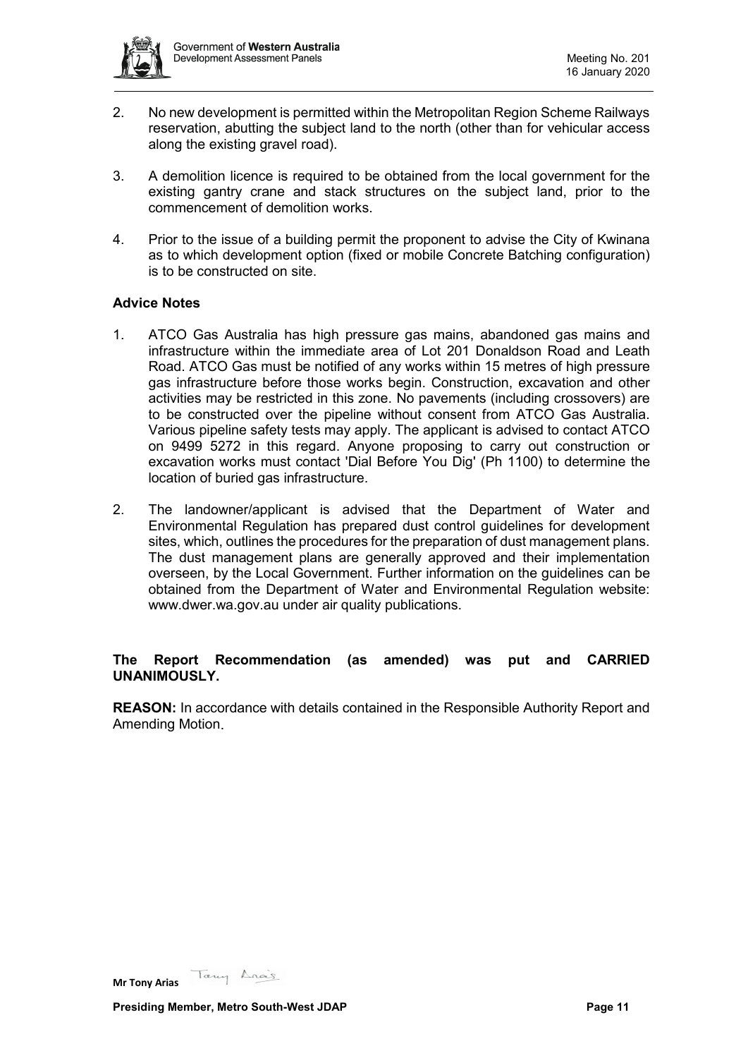2. No new development is permitted within the Metropolitan Region Scheme Railways reservation, abutting the subject land to the north (other than for vehicular access along the existing gravel road).

3. A demolition licence is required to be obtained from the local government for the existing gantry crane and stack structures on the subject land, prior to the commencement of demolition works.

4. Prior to the issue of a building permit the proponent to advise the City of Kwinana as to which development option (fixed or mobile Concrete Batching configuration) is to be constructed on site.

**Advice Notes**

1. ATCO Gas Australia has high pressure gas mains, abandoned gas mains and infrastructure within the immediate area of Lot 201 Donaldson Road and Leath Road. ATCO Gas must be notified of any works within 15 metres of high pressure gas infrastructure before those works begin. Construction, excavation and other activities may be restricted in this zone. No pavements (including crossovers) are to be constructed over the pipeline without consent from ATCO Gas Australia. Various pipeline safety tests may apply. The applicant is advised to contact ATCO on 9499 5272 in this regard. Anyone proposing to carry out construction or excavation works must contact 'Dial Before You Dig' (Ph 1100) to determine the location of buried gas infrastructure.

2. The landowner/applicant is advised that the Department of Water and Environmental Regulation has prepared dust control guidelines for development sites, which, outlines the procedures for the preparation of dust management plans. The dust management plans are generally approved and their implementation overseen, by the Local Government. Further information on the guidelines can be obtained from the Department of Water and Environmental Regulation website: www.dwer.wa.gov.au under air quality publications.

**The Report Recommendation (as amended) was put and CARRIED UNANIMOUSLY.**

**REASON:** In accordance with details contained in the Responsible Authority Report and Amending Motion.

**Mr Tony Arias**

**Presiding Member, Metro South-West JDAP**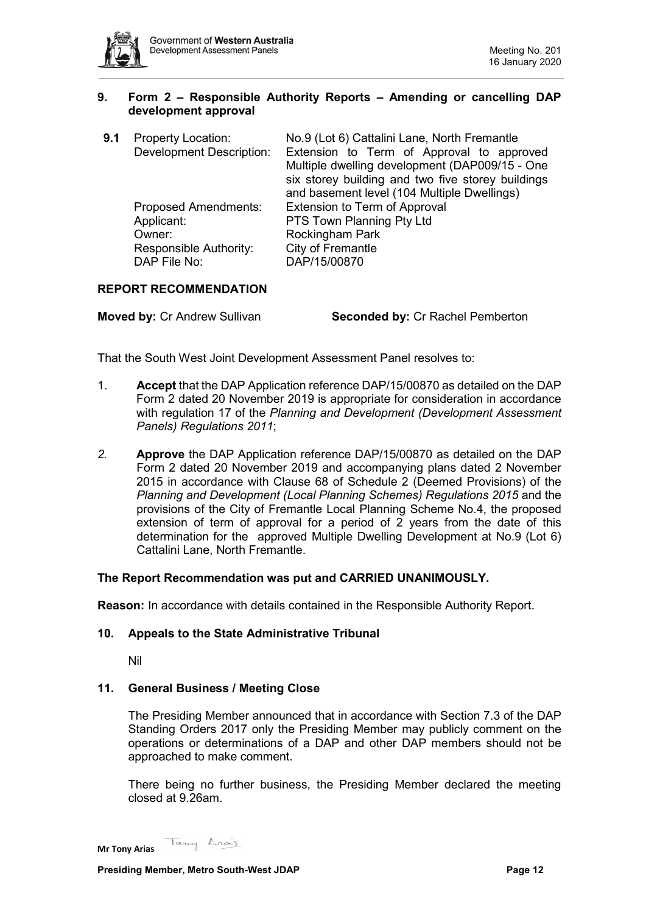## 9. Form 2 – Responsible Authority Reports – Amending or cancelling DAP development approval

| | | |
|---|---|---|
| **9.1** | Property Location: | No.9 (Lot 6) Cattalini Lane, North Fremantle |
| | Development Description: | Extension to Term of Approval to approved Multiple dwelling development (DAP009/15 - One six storey building and two five storey buildings and basement level (104 Multiple Dwellings) |
| | Proposed Amendments: | Extension to Term of Approval |
| | Applicant: | PTS Town Planning Pty Ltd |
| | Owner: | Rockingham Park |
| | Responsible Authority: | City of Fremantle |
| | DAP File No: | DAP/15/00870 |

### REPORT RECOMMENDATION

**Moved by:** Cr Andrew Sullivan **Seconded by:** Cr Rachel Pemberton

That the South West Joint Development Assessment Panel resolves to:

1. **Accept** that the DAP Application reference DAP/15/00870 as detailed on the DAP Form 2 dated 20 November 2019 is appropriate for consideration in accordance with regulation 17 of the *Planning and Development (Development Assessment Panels) Regulations 2011*;

2. **Approve** the DAP Application reference DAP/15/00870 as detailed on the DAP Form 2 dated 20 November 2019 and accompanying plans dated 2 November 2015 in accordance with Clause 68 of Schedule 2 (Deemed Provisions) of the *Planning and Development (Local Planning Schemes) Regulations 2015* and the provisions of the City of Fremantle Local Planning Scheme No.4, the proposed extension of term of approval for a period of 2 years from the date of this determination for the approved Multiple Dwelling Development at No.9 (Lot 6) Cattalini Lane, North Fremantle.

**The Report Recommendation was put and CARRIED UNANIMOUSLY.**

**Reason:** In accordance with details contained in the Responsible Authority Report.

## 10. Appeals to the State Administrative Tribunal

Nil

## 11. General Business / Meeting Close

The Presiding Member announced that in accordance with Section 7.3 of the DAP Standing Orders 2017 only the Presiding Member may publicly comment on the operations or determinations of a DAP and other DAP members should not be approached to make comment.

There being no further business, the Presiding Member declared the meeting closed at 9.26am.

**Mr Tony Arias** Tony Arias

**Presiding Member, Metro South-West JDAP**